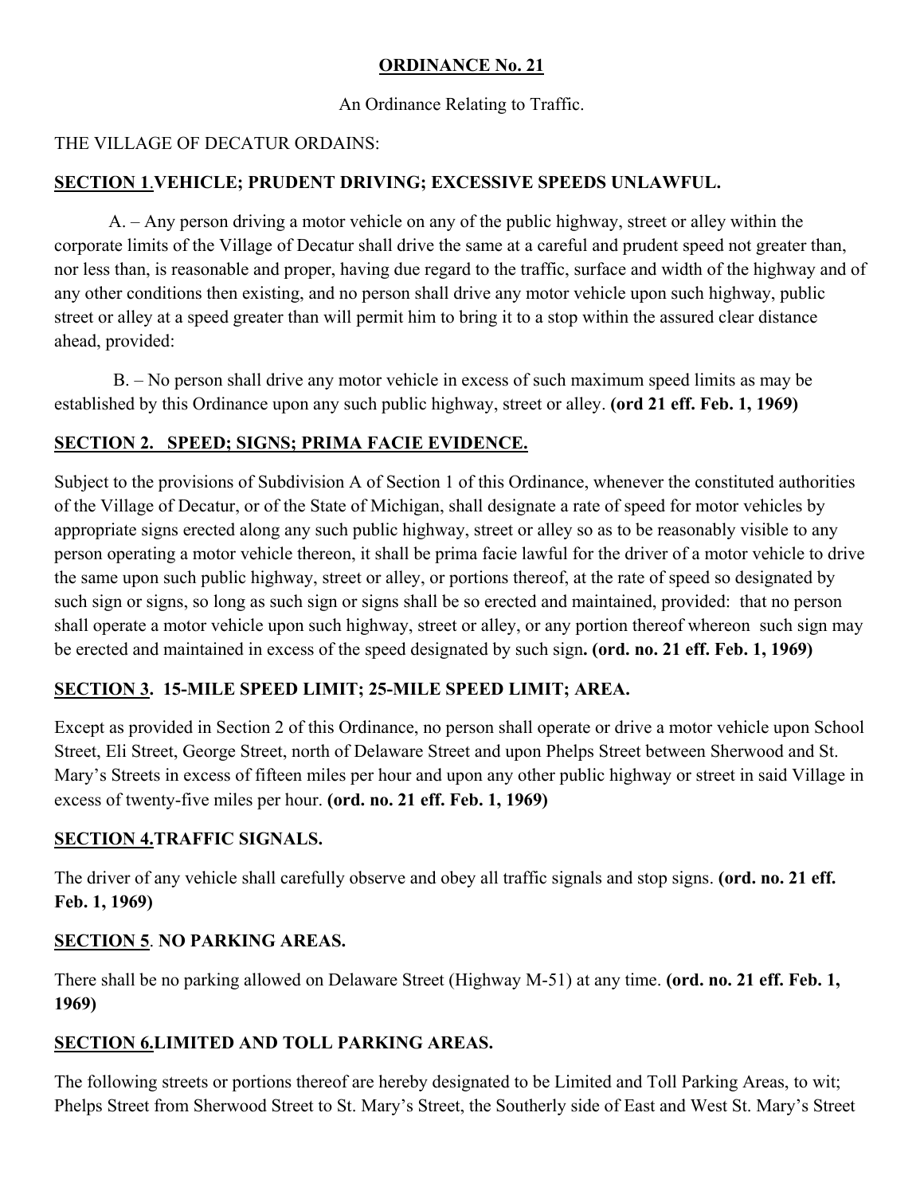# **ORDINANCE No. 21**

An Ordinance Relating to Traffic.

THE VILLAGE OF DECATUR ORDAINS:

## **SECTION 1.VEHICLE; PRUDENT DRIVING; EXCESSIVE SPEEDS UNLAWFUL.**

A. – Any person driving a motor vehicle on any of the public highway, street or alley within the corporate limits of the Village of Decatur shall drive the same at a careful and prudent speed not greater than, nor less than, is reasonable and proper, having due regard to the traffic, surface and width of the highway and of any other conditions then existing, and no person shall drive any motor vehicle upon such highway, public street or alley at a speed greater than will permit him to bring it to a stop within the assured clear distance ahead, provided:

B. – No person shall drive any motor vehicle in excess of such maximum speed limits as may be established by this Ordinance upon any such public highway, street or alley. **(ord 21 eff. Feb. 1, 1969)**

## **SECTION 2. SPEED; SIGNS; PRIMA FACIE EVIDENCE.**

Subject to the provisions of Subdivision A of Section 1 of this Ordinance, whenever the constituted authorities of the Village of Decatur, or of the State of Michigan, shall designate a rate of speed for motor vehicles by appropriate signs erected along any such public highway, street or alley so as to be reasonably visible to any person operating a motor vehicle thereon, it shall be prima facie lawful for the driver of a motor vehicle to drive the same upon such public highway, street or alley, or portions thereof, at the rate of speed so designated by such sign or signs, so long as such sign or signs shall be so erected and maintained, provided: that no person shall operate a motor vehicle upon such highway, street or alley, or any portion thereof whereon such sign may be erected and maintained in excess of the speed designated by such sign**. (ord. no. 21 eff. Feb. 1, 1969)**

## **SECTION 3. 15-MILE SPEED LIMIT; 25-MILE SPEED LIMIT; AREA.**

Except as provided in Section 2 of this Ordinance, no person shall operate or drive a motor vehicle upon School Street, Eli Street, George Street, north of Delaware Street and upon Phelps Street between Sherwood and St. Mary's Streets in excess of fifteen miles per hour and upon any other public highway or street in said Village in excess of twenty-five miles per hour. **(ord. no. 21 eff. Feb. 1, 1969)**

## **SECTION 4.TRAFFIC SIGNALS.**

The driver of any vehicle shall carefully observe and obey all traffic signals and stop signs. **(ord. no. 21 eff. Feb. 1, 1969)**

## **SECTION 5. NO PARKING AREAS.**

There shall be no parking allowed on Delaware Street (Highway M-51) at any time. **(ord. no. 21 eff. Feb. 1, 1969)**

## **SECTION 6.LIMITED AND TOLL PARKING AREAS.**

The following streets or portions thereof are hereby designated to be Limited and Toll Parking Areas, to wit; Phelps Street from Sherwood Street to St. Mary's Street, the Southerly side of East and West St. Mary's Street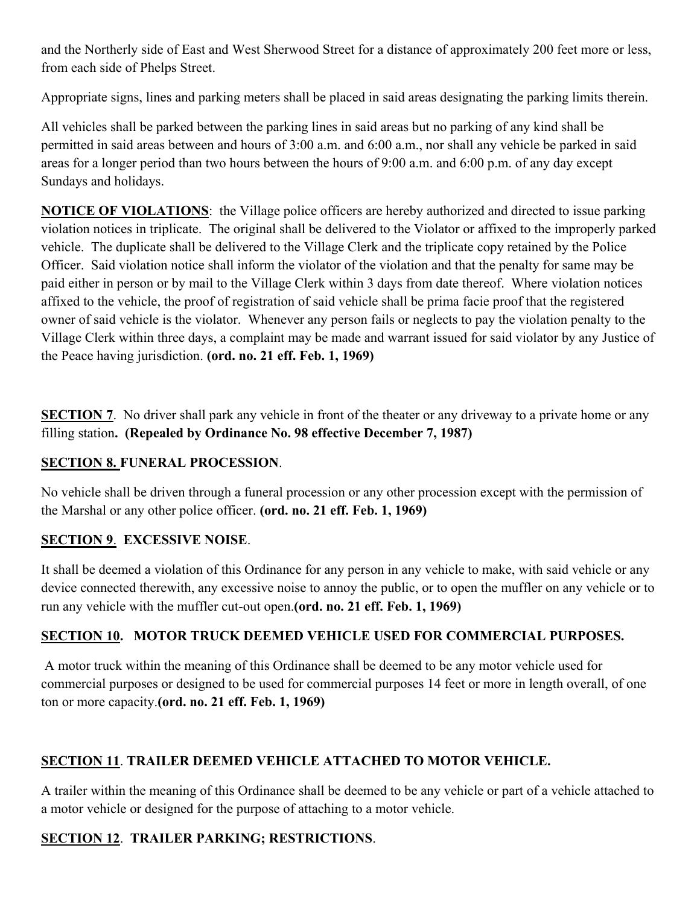and the Northerly side of East and West Sherwood Street for a distance of approximately 200 feet more or less, from each side of Phelps Street.

Appropriate signs, lines and parking meters shall be placed in said areas designating the parking limits therein.

All vehicles shall be parked between the parking lines in said areas but no parking of any kind shall be permitted in said areas between and hours of 3:00 a.m. and 6:00 a.m., nor shall any vehicle be parked in said areas for a longer period than two hours between the hours of 9:00 a.m. and 6:00 p.m. of any day except Sundays and holidays.

**<u>NOTICE OF VIOLATIONS</u>**: the Village police officers are hereby authorized and directed to issue parking violation notices in triplicate. The original shall be delivered to the Violator or affixed to the improperly parked vehicle. The duplicate shall be delivered to the Village Clerk and the triplicate copy retained by the Police Officer. Said violation notice shall inform the violator of the violation and that the penalty for same may be paid either in person or by mail to the Village Clerk within 3 days from date thereof. Where violation notices affixed to the vehicle, the proof of registration of said vehicle shall be prima facie proof that the registered owner of said vehicle is the violator. Whenever any person fails or neglects to pay the violation penalty to the Village Clerk within three days, a complaint may be made and warrant issued for said violator by any Justice of the Peace having jurisdiction. **(ord. no. 21 eff. Feb. 1, 1969)**

**<u>SECTION 7</u>**. No driver shall park any vehicle in front of the theater or any driveway to a private home or any filling station**. (Repealed by Ordinance No. 98 effective December 7, 1987)**

**<u>SECTION 8.</u> FUNERAL PROCESSION**.

No vehicle shall be driven through a funeral procession or any other procession except with the permission of the Marshal or any other police officer. **(ord. no. 21 eff. Feb. 1, 1969)**

**<u>SECTION 9</u>. EXCESSIVE NOISE**.

It shall be deemed a violation of this Ordinance for any person in any vehicle to make, with said vehicle or any device connected therewith, any excessive noise to annoy the public, or to open the muffler on any vehicle or to run any vehicle with the muffler cut-out open.**(ord. no. 21 eff. Feb. 1, 1969)**

**<u>SECTION 10</u>. MOTOR TRUCK DEEMED VEHICLE USED FOR COMMERCIAL PURPOSES.**

A motor truck within the meaning of this Ordinance shall be deemed to be any motor vehicle used for commercial purposes or designed to be used for commercial purposes 14 feet or more in length overall, of one ton or more capacity.**(ord. no. 21 eff. Feb. 1, 1969)**

**<u>SECTION 11</u>. TRAILER DEEMED VEHICLE ATTACHED TO MOTOR VEHICLE.**

A trailer within the meaning of this Ordinance shall be deemed to be any vehicle or part of a vehicle attached to a motor vehicle or designed for the purpose of attaching to a motor vehicle.

**<u>SECTION 12</u>. TRAILER PARKING; RESTRICTIONS**.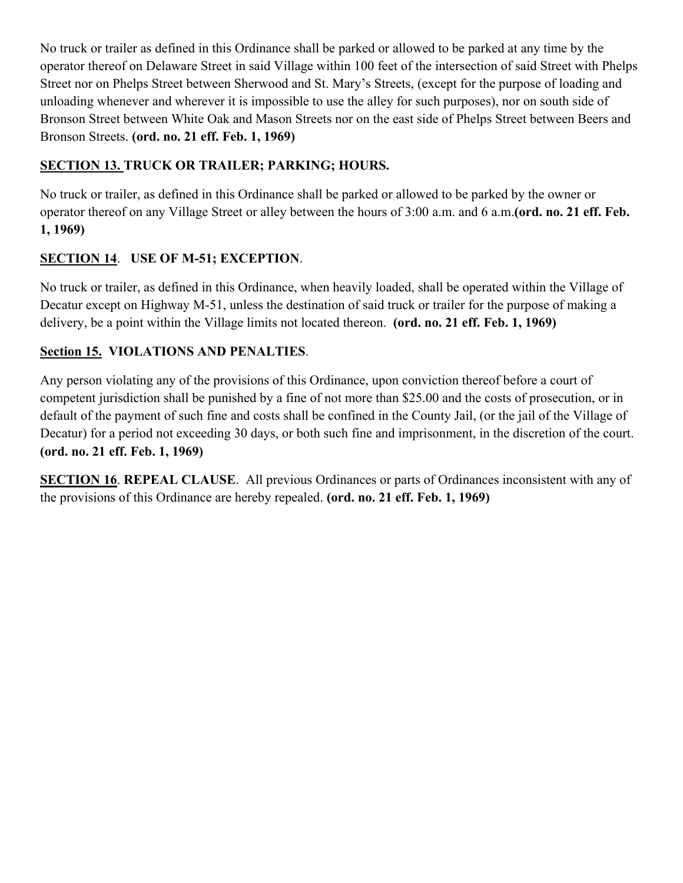No truck or trailer as defined in this Ordinance shall be parked or allowed to be parked at any time by the operator thereof on Delaware Street in said Village within 100 feet of the intersection of said Street with Phelps Street nor on Phelps Street between Sherwood and St. Mary's Streets, (except for the purpose of loading and unloading whenever and wherever it is impossible to use the alley for such purposes), nor on south side of Bronson Street between White Oak and Mason Streets nor on the east side of Phelps Street between Beers and Bronson Streets. **(ord. no. 21 eff. Feb. 1, 1969)**

**SECTION 13. TRUCK OR TRAILER; PARKING; HOURS.**

No truck or trailer, as defined in this Ordinance shall be parked or allowed to be parked by the owner or operator thereof on any Village Street or alley between the hours of 3:00 a.m. and 6 a.m.**(ord. no. 21 eff. Feb. 1, 1969)**

**SECTION 14. USE OF M-51; EXCEPTION.**

No truck or trailer, as defined in this Ordinance, when heavily loaded, shall be operated within the Village of Decatur except on Highway M-51, unless the destination of said truck or trailer for the purpose of making a delivery, be a point within the Village limits not located thereon. **(ord. no. 21 eff. Feb. 1, 1969)**

**Section 15. VIOLATIONS AND PENALTIES.**

Any person violating any of the provisions of this Ordinance, upon conviction thereof before a court of competent jurisdiction shall be punished by a fine of not more than $25.00 and the costs of prosecution, or in default of the payment of such fine and costs shall be confined in the County Jail, (or the jail of the Village of Decatur) for a period not exceeding 30 days, or both such fine and imprisonment, in the discretion of the court. **(ord. no. 21 eff. Feb. 1, 1969)**

**SECTION 16. REPEAL CLAUSE.** All previous Ordinances or parts of Ordinances inconsistent with any of the provisions of this Ordinance are hereby repealed. **(ord. no. 21 eff. Feb. 1, 1969)**